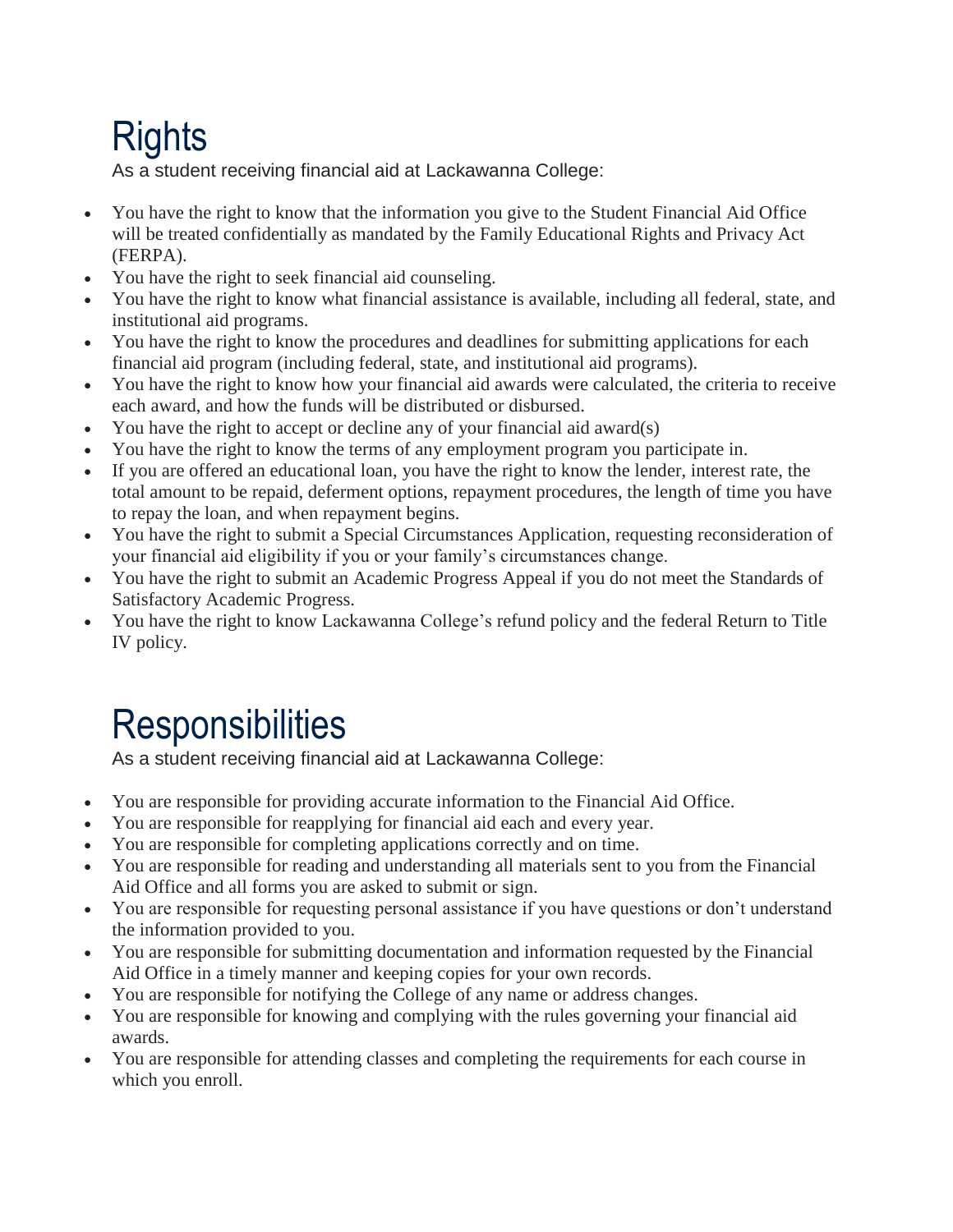# Rights

As a student receiving financial aid at Lackawanna College:

- You have the right to know that the information you give to the Student Financial Aid Office will be treated confidentially as mandated by the Family Educational Rights and Privacy Act (FERPA).
- You have the right to seek financial aid counseling.
- You have the right to know what financial assistance is available, including all federal, state, and institutional aid programs.
- You have the right to know the procedures and deadlines for submitting applications for each financial aid program (including federal, state, and institutional aid programs).
- You have the right to know how your financial aid awards were calculated, the criteria to receive each award, and how the funds will be distributed or disbursed.
- You have the right to accept or decline any of your financial aid award(s)
- You have the right to know the terms of any employment program you participate in.
- If you are offered an educational loan, you have the right to know the lender, interest rate, the total amount to be repaid, deferment options, repayment procedures, the length of time you have to repay the loan, and when repayment begins.
- You have the right to submit a Special Circumstances Application, requesting reconsideration of your financial aid eligibility if you or your family's circumstances change.
- You have the right to submit an Academic Progress Appeal if you do not meet the Standards of Satisfactory Academic Progress.
- You have the right to know Lackawanna College's refund policy and the federal Return to Title IV policy.

# Responsibilities

As a student receiving financial aid at Lackawanna College:

- You are responsible for providing accurate information to the Financial Aid Office.
- You are responsible for reapplying for financial aid each and every year.
- You are responsible for completing applications correctly and on time.
- You are responsible for reading and understanding all materials sent to you from the Financial Aid Office and all forms you are asked to submit or sign.
- You are responsible for requesting personal assistance if you have questions or don't understand the information provided to you.
- You are responsible for submitting documentation and information requested by the Financial Aid Office in a timely manner and keeping copies for your own records.
- You are responsible for notifying the College of any name or address changes.
- You are responsible for knowing and complying with the rules governing your financial aid awards.
- You are responsible for attending classes and completing the requirements for each course in which you enroll.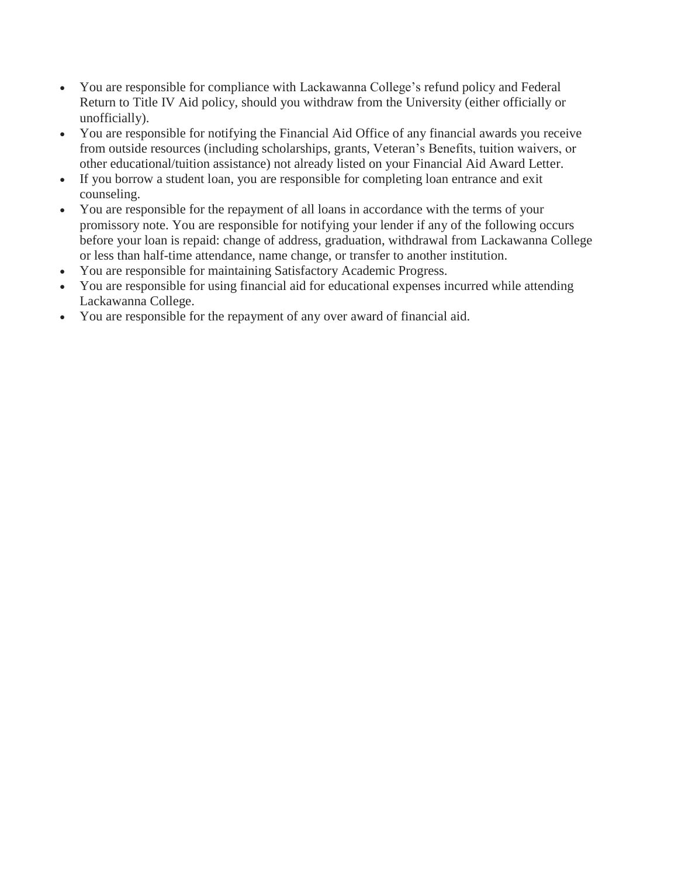- You are responsible for compliance with Lackawanna College's refund policy and Federal Return to Title IV Aid policy, should you withdraw from the University (either officially or unofficially).
- You are responsible for notifying the Financial Aid Office of any financial awards you receive from outside resources (including scholarships, grants, Veteran's Benefits, tuition waivers, or other educational/tuition assistance) not already listed on your Financial Aid Award Letter.
- If you borrow a student loan, you are responsible for completing loan entrance and exit counseling.
- You are responsible for the repayment of all loans in accordance with the terms of your promissory note. You are responsible for notifying your lender if any of the following occurs before your loan is repaid: change of address, graduation, withdrawal from Lackawanna College or less than half-time attendance, name change, or transfer to another institution.
- You are responsible for maintaining Satisfactory Academic Progress.
- You are responsible for using financial aid for educational expenses incurred while attending Lackawanna College.
- You are responsible for the repayment of any over award of financial aid.